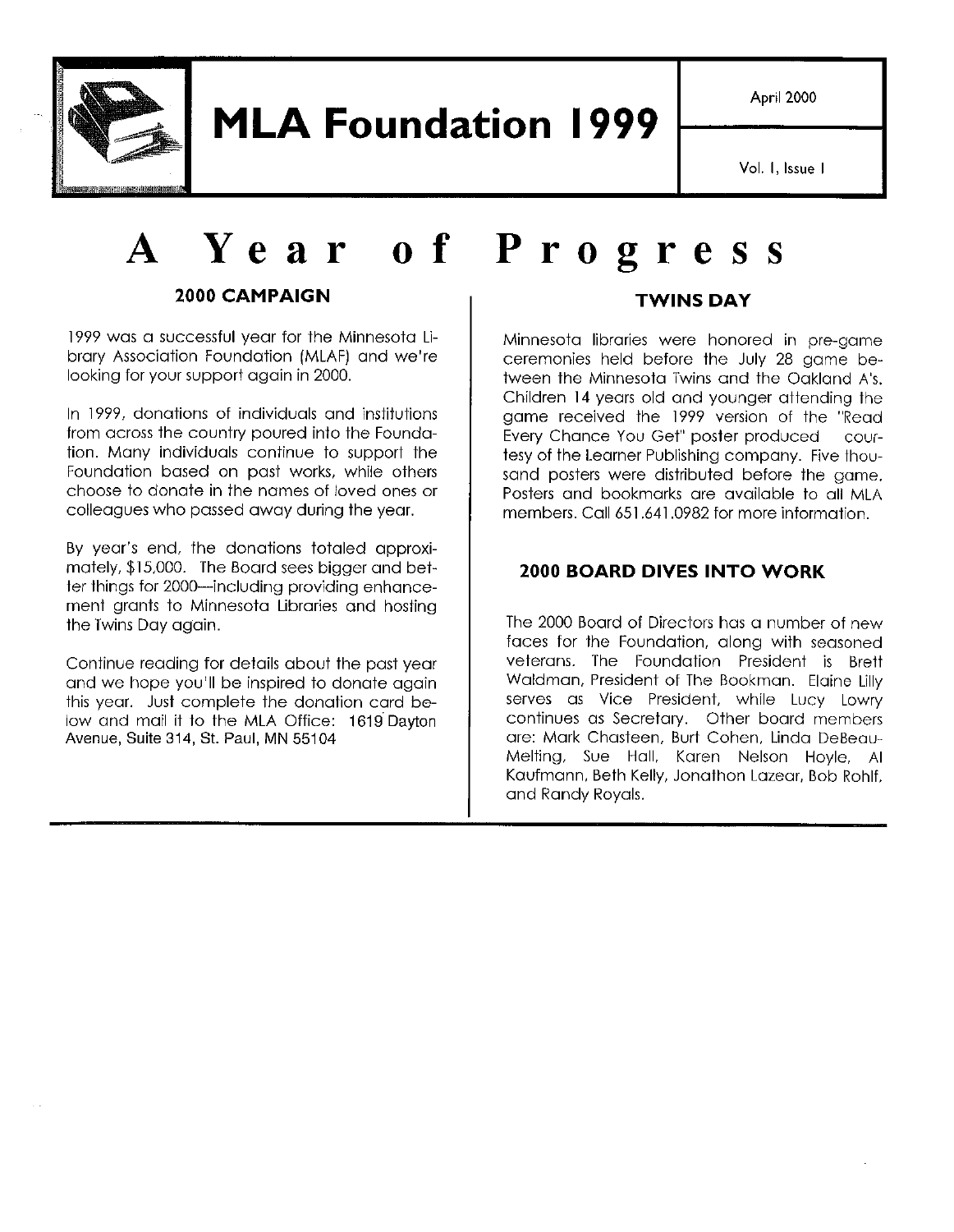# MLA Foundation 1999

April 2000

Vol. 1, Issue 1

# A Year of Progress

## 2000 CAMPAIGN

1999 was a successful year for the Minnesota Library Association Foundation (MLAF) and we're looking for your support again in 2000.

In 1999, donations of individuals and institutions from across the country poured into the Foundation. Many individuals continue to support the Foundation based on past works, while others choose to donate in the names of loved ones or colleagues who passed away during the year.

By year's end, the donations totaled approximately, $15,000. The Board sees bigger and better things for 2000—including providing enhancement grants to Minnesota Libraries and hosting the Twins Day again.

Continue reading for details about the past year and we hope you'll be inspired to donate again this year. Just complete the donation card below and mail it to the MLA Office: 1619 Dayton Avenue, Suite 314, St. Paul, MN 55104

## TWINS DAY

Minnesota libraries were honored in pre-game ceremonies held before the July 28 game between the Minnesota Twins and the Oakland A's. Children 14 years old and younger attending the game received the 1999 version of the "Read Every Chance You Get" poster produced courtesy of the Learner Publishing company. Five thousand posters were distributed before the game. Posters and bookmarks are available to all MLA members. Call 651.641.0982 for more information.

## 2000 BOARD DIVES INTO WORK

The 2000 Board of Directors has a number of new faces for the Foundation, along with seasoned veterans. The Foundation President is Brett Waldman, President of The Bookman. Elaine Lilly serves as Vice President, while Lucy Lowry continues as Secretary. Other board members are: Mark Chasteen, Burt Cohen, Linda DeBeau-Melting, Sue Hall, Karen Nelson Hoyle, Al Kaufmann, Beth Kelly, Jonathon Lazear, Bob Rohlf, and Randy Royals.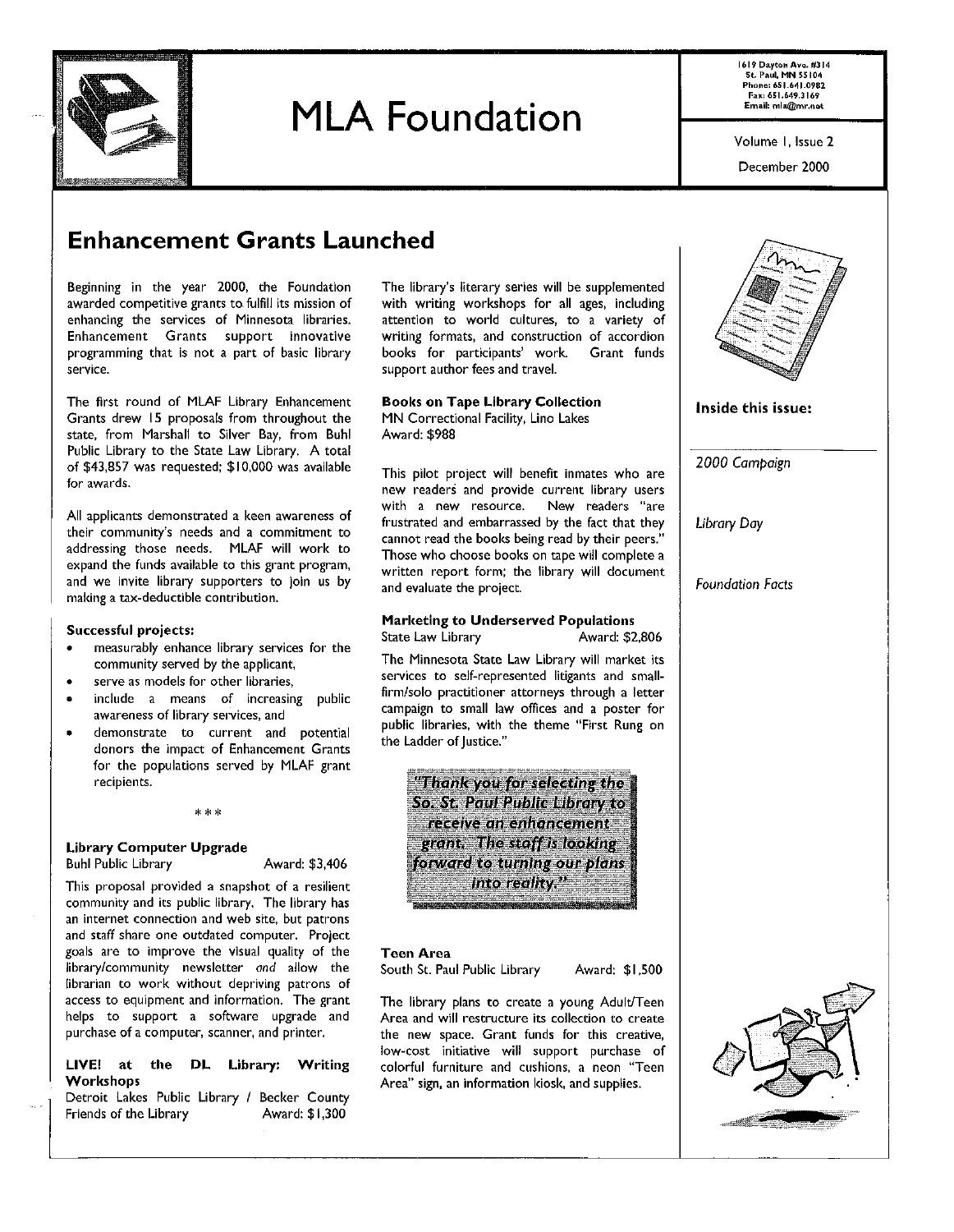# MLA Foundation

1619 Dayton Ave. #314
St. Paul, MN 55104
Phone: 651.641.0982
Fax: 651.649.3169
Email: mla@mr.net

Volume 1, Issue 2
December 2000

## Enhancement Grants Launched

Beginning in the year 2000, the Foundation awarded competitive grants to fulfill its mission of enhancing the services of Minnesota libraries. Enhancement Grants support innovative programming that is not a part of basic library service.

The first round of MLAF Library Enhancement Grants drew 15 proposals from throughout the state, from Marshall to Silver Bay, from Buhl Public Library to the State Law Library. A total of $43,857 was requested; $10,000 was available for awards.

All applicants demonstrated a keen awareness of their community's needs and a commitment to addressing those needs. MLAF will work to expand the funds available to this grant program, and we invite library supporters to join us by making a tax-deductible contribution.

**Successful projects:**

- measurably enhance library services for the community served by the applicant,
- serve as models for other libraries,
- include a means of increasing public awareness of library services, and
- demonstrate to current and potential donors the impact of Enhancement Grants for the populations served by MLAF grant recipients.

\* \* \*

**Library Computer Upgrade**
Buhl Public Library — Award: $3,406

This proposal provided a snapshot of a resilient community and its public library. The library has an internet connection and web site, but patrons and staff share one outdated computer. Project goals are to improve the visual quality of the library/community newsletter *and* allow the librarian to work without depriving patrons of access to equipment and information. The grant helps to support a software upgrade and purchase of a computer, scanner, and printer.

**LIVE! at the DL Library: Writing Workshops**
Detroit Lakes Public Library / Becker County Friends of the Library — Award: $1,300

The library's literary series will be supplemented with writing workshops for all ages, including attention to world cultures, to a variety of writing formats, and construction of accordion books for participants' work. Grant funds support author fees and travel.

**Books on Tape Library Collection**
MN Correctional Facility, Lino Lakes
Award: $988

This pilot project will benefit inmates who are new readers and provide current library users with a new resource. New readers "are frustrated and embarrassed by the fact that they cannot read the books being read by their peers." Those who choose books on tape will complete a written report form; the library will document and evaluate the project.

**Marketing to Underserved Populations**
State Law Library — Award: $2,806

The Minnesota State Law Library will market its services to self-represented litigants and small-firm/solo practitioner attorneys through a letter campaign to small law offices and a poster for public libraries, with the theme "First Rung on the Ladder of Justice."

> *"Thank you for selecting the So. St. Paul Public Library to receive an enhancement grant. The staff is looking forward to turning our plans into reality."*

**Teen Area**
South St. Paul Public Library — Award: $1,500

The library plans to create a young Adult/Teen Area and will restructure its collection to create the new space. Grant funds for this creative, low-cost initiative will support purchase of colorful furniture and cushions, a neon "Teen Area" sign, an information kiosk, and supplies.

**Inside this issue:**

*2000 Campaign*

*Library Day*

*Foundation Facts*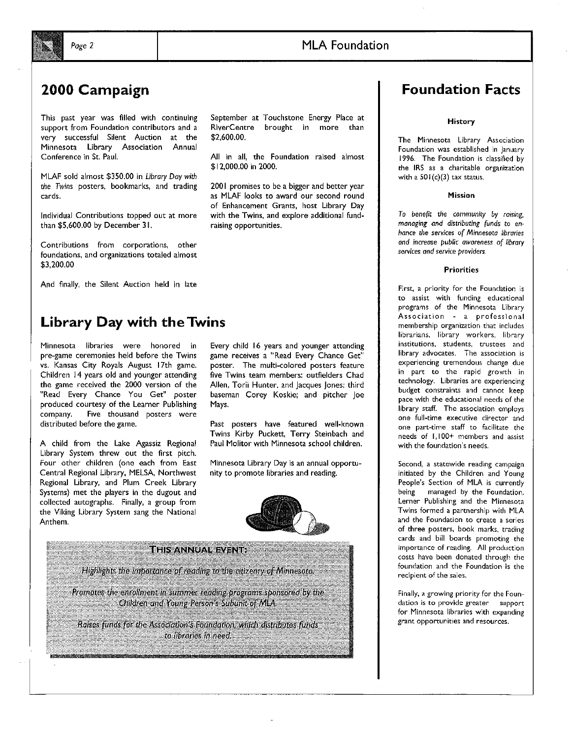## 2000 Campaign

This past year was filled with continuing support from Foundation contributors and a very successful Silent Auction at the Minnesota Library Association Annual Conference in St. Paul.

MLAF sold almost $350.00 in *Library Day with the Twins* posters, bookmarks, and trading cards.

Individual Contributions topped out at more than $5,600.00 by December 31.

Contributions from corporations, other foundations, and organizations totaled almost $3,200.00

And finally, the Silent Auction held in late September at Touchstone Energy Place at RiverCentre brought in more than $2,600.00.

All in all, the Foundation raised almost $12,000.00 in 2000.

2001 promises to be a bigger and better year as MLAF looks to award our second round of Enhancement Grants, host Library Day with the Twins, and explore additional fund-raising opportunities.

## Library Day with the Twins

Minnesota libraries were honored in pre-game ceremonies held before the Twins vs. Kansas City Royals August 17th game. Children 14 years old and younger attending the game received the 2000 version of the "Read Every Chance You Get" poster produced courtesy of the Learner Publishing company. Five thousand posters were distributed before the game.

A child from the Lake Agassiz Regional Library System threw out the first pitch. Four other children (one each from East Central Regional Library, MELSA, Northwest Regional Library, and Plum Creek Library Systems) met the players in the dugout and collected autographs. Finally, a group from the Viking Library System sang the National Anthem.

Every child 16 years and younger attending game receives a "Read Every Chance Get" poster. The multi-colored posters feature five Twins team members: outfielders Chad Allen, Torii Hunter, and Jacques Jones; third baseman Corey Koskie; and pitcher Joe Mays.

Past posters have featured well-known Twins Kirby Puckett, Terry Steinbach and Paul Molitor with Minnesota school children.

Minnesota Library Day is an annual opportunity to promote libraries and reading.

**THIS ANNUAL EVENT:**

*Highlights the importance of reading to the citizenry of Minnesota.*

*Promotes the enrollment in summer reading programs sponsored by the Children and Young Person's Subunit of MLA.*

*Raises funds for the Association's Foundation, which distributes funds to libraries in need.*

## Foundation Facts

### History

The Minnesota Library Association Foundation was established in January 1996. The Foundation is classified by the IRS as a charitable organization with a 501(c)(3) tax status.

### Mission

*To benefit the community by raising, managing and distributing funds to enhance the services of Minnesota libraries and increase public awareness of library services and service providers.*

### Priorities

First, a priority for the Foundation is to assist with funding educational programs of the Minnesota Library Association - a professional membership organization that includes librarians, library workers, library institutions, students, trustees and library advocates. The association is experiencing tremendous change due in part to the rapid growth in technology. Libraries are experiencing budget constraints and cannot keep pace with the educational needs of the library staff. The association employs one full-time executive director and one part-time staff to facilitate the needs of 1,100+ members and assist with the foundation's needs.

Second, a statewide reading campaign initiated by the Children and Young People's Section of MLA is currently being managed by the Foundation. Lerner Publishing and the Minnesota Twins formed a partnership with MLA and the Foundation to create a series of three posters, book marks, trading cards and bill boards promoting the importance of reading. All production costs have been donated through the foundation and the Foundation is the recipient of the sales.

Finally, a growing priority for the Foundation is to provide greater support for Minnesota libraries with expanding grant opportunities and resources.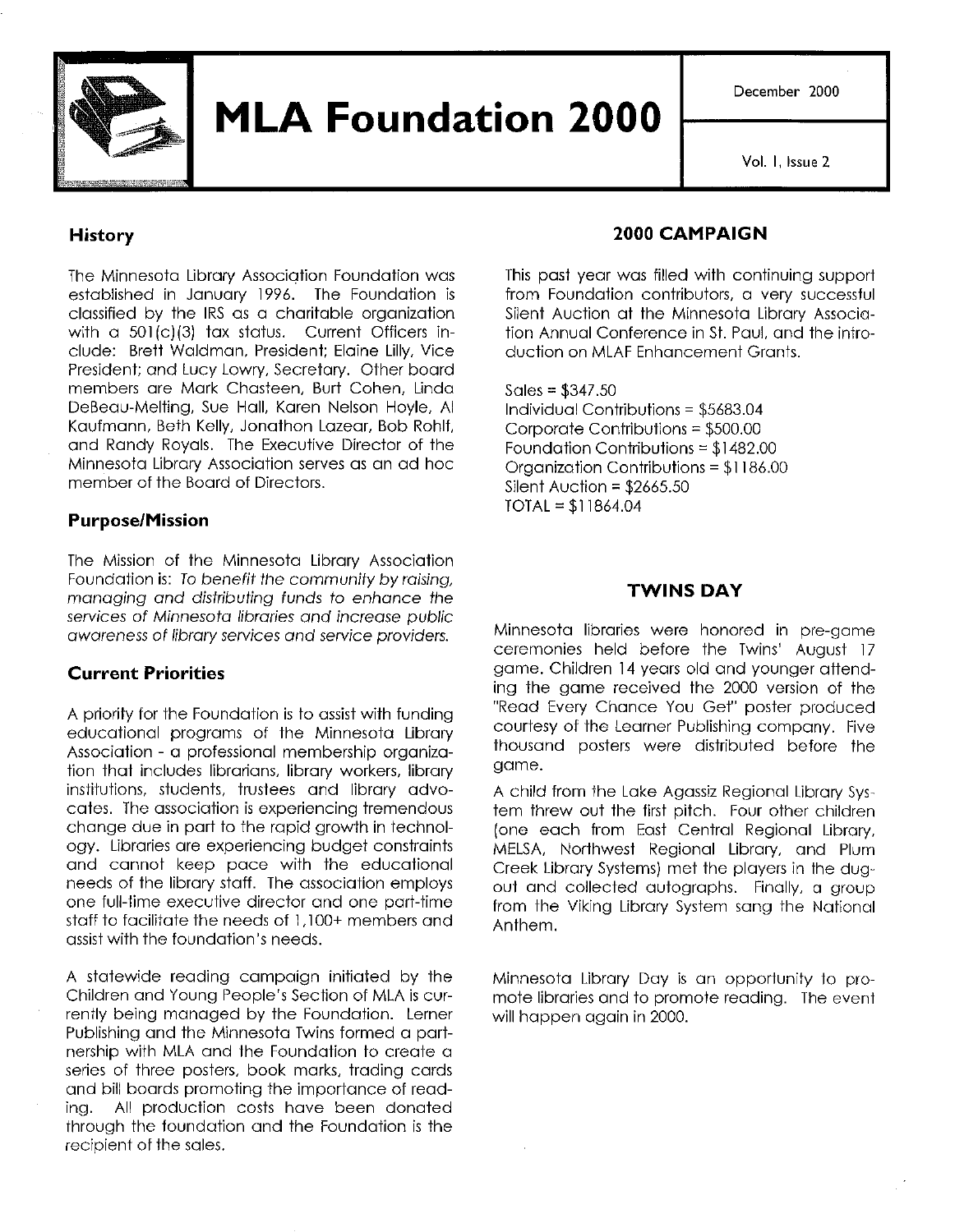# MLA Foundation 2000

December 2000

Vol. I, Issue 2

## History

The Minnesota Library Association Foundation was established in January 1996. The Foundation is classified by the IRS as a charitable organization with a 501(c)(3) tax status. Current Officers include: Brett Waldman, President; Elaine Lilly, Vice President; and Lucy Lowry, Secretary. Other board members are Mark Chasteen, Burt Cohen, Linda DeBeau-Melting, Sue Hall, Karen Nelson Hoyle, Al Kaufmann, Beth Kelly, Jonathon Lazear, Bob Rohlf, and Randy Royals. The Executive Director of the Minnesota Library Association serves as an ad hoc member of the Board of Directors.

## Purpose/Mission

The Mission of the Minnesota Library Association Foundation is: *To benefit the community by raising, managing and distributing funds to enhance the services of Minnesota libraries and increase public awareness of library services and service providers.*

## Current Priorities

A priority for the Foundation is to assist with funding educational programs of the Minnesota Library Association - a professional membership organization that includes librarians, library workers, library institutions, students, trustees and library advocates. The association is experiencing tremendous change due in part to the rapid growth in technology. Libraries are experiencing budget constraints and cannot keep pace with the educational needs of the library staff. The association employs one full-time executive director and one part-time staff to facilitate the needs of 1,100+ members and assist with the foundation's needs.

A statewide reading campaign initiated by the Children and Young People's Section of MLA is currently being managed by the Foundation. Lerner Publishing and the Minnesota Twins formed a partnership with MLA and the Foundation to create a series of three posters, book marks, trading cards and bill boards promoting the importance of reading. All production costs have been donated through the foundation and the Foundation is the recipient of the sales.

## 2000 CAMPAIGN

This past year was filled with continuing support from Foundation contributors, a very successful Silent Auction at the Minnesota Library Association Annual Conference in St. Paul, and the introduction on MLAF Enhancement Grants.

Sales = $347.50
Individual Contributions = $5683.04
Corporate Contributions = $500.00
Foundation Contributions = $1482.00
Organization Contributions = $1186.00
Silent Auction = $2665.50
TOTAL = $11864.04

## TWINS DAY

Minnesota libraries were honored in pre-game ceremonies held before the Twins' August 17 game. Children 14 years old and younger attending the game received the 2000 version of the "Read Every Chance You Get" poster produced courtesy of the Learner Publishing company. Five thousand posters were distributed before the game.

A child from the Lake Agassiz Regional Library System threw out the first pitch. Four other children (one each from East Central Regional Library, MELSA, Northwest Regional Library, and Plum Creek Library Systems) met the players in the dugout and collected autographs. Finally, a group from the Viking Library System sang the National Anthem.

Minnesota Library Day is an opportunity to promote libraries and to promote reading. The event will happen again in 2000.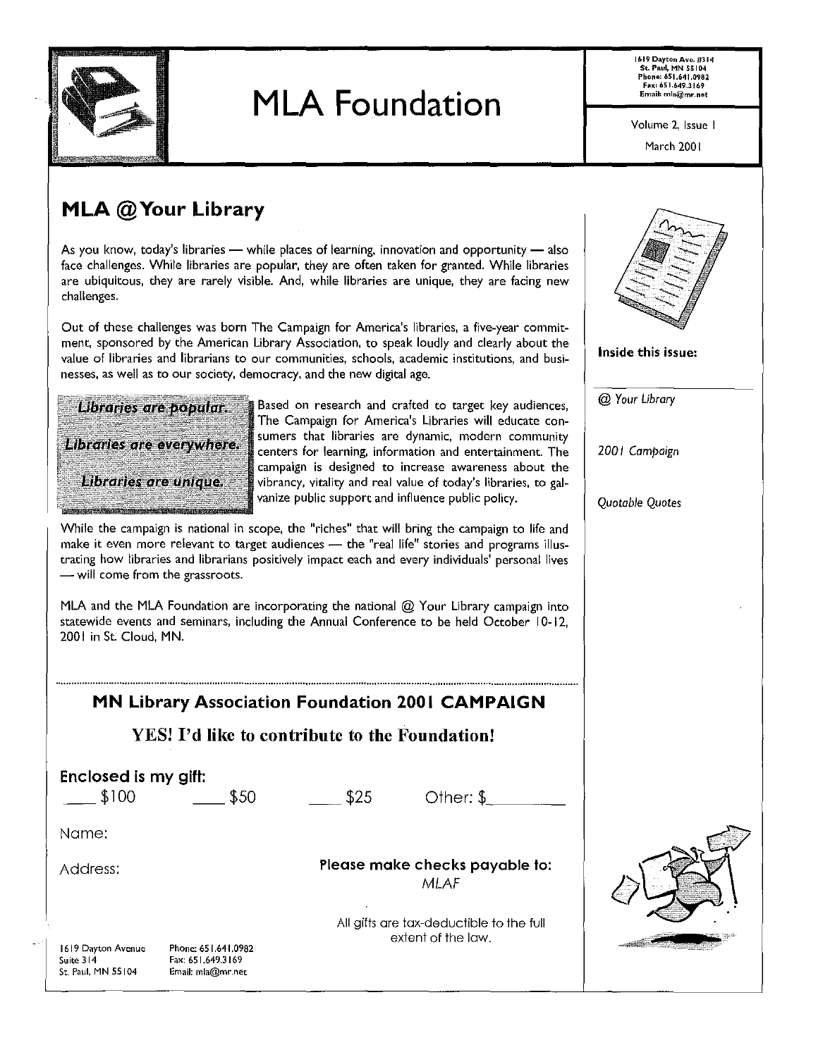# MLA Foundation

1619 Dayton Ave. #314
St. Paul, MN 55104
Phone: 651.641.0982
Fax: 651.649.3169
Email: mla@mr.net

Volume 2, Issue 1

March 2001

## MLA @ Your Library

As you know, today's libraries — while places of learning, innovation and opportunity — also face challenges. While libraries are popular, they are often taken for granted. While libraries are ubiquitous, they are rarely visible. And, while libraries are unique, they are facing new challenges.

Out of these challenges was born The Campaign for America's libraries, a five-year commitment, sponsored by the American Library Association, to speak loudly and clearly about the value of libraries and librarians to our communities, schools, academic institutions, and businesses, as well as to our society, democracy, and the new digital age.

> *Libraries are popular.*
>
> *Libraries are everywhere.*
>
> *Libraries are unique.*

Based on research and crafted to target key audiences, The Campaign for America's Libraries will educate consumers that libraries are dynamic, modern community centers for learning, information and entertainment. The campaign is designed to increase awareness about the vibrancy, vitality and real value of today's libraries, to galvanize public support and influence public policy.

While the campaign is national in scope, the "riches" that will bring the campaign to life and make it even more relevant to target audiences — the "real life" stories and programs illustrating how libraries and librarians positively impact each and every individuals' personal lives — will come from the grassroots.

MLA and the MLA Foundation are incorporating the national @ Your Library campaign into statewide events and seminars, including the Annual Conference to be held October 10-12, 2001 in St. Cloud, MN.

**Inside this issue:**

*@ Your Library*

*2001 Campaign*

*Quotable Quotes*

## MN Library Association Foundation 2001 CAMPAIGN

### YES! I'd like to contribute to the Foundation!

**Enclosed is my gift:**

___ $100 ___ $50 ___ $25 Other: $________

Name:

Address:

**Please make checks payable to:**
*MLAF*

All gifts are tax-deductible to the full extent of the law.

1619 Dayton Avenue
Suite 314
St. Paul, MN 55104

Phone: 651.641.0982
Fax: 651.649.3169
Email: mla@mr.net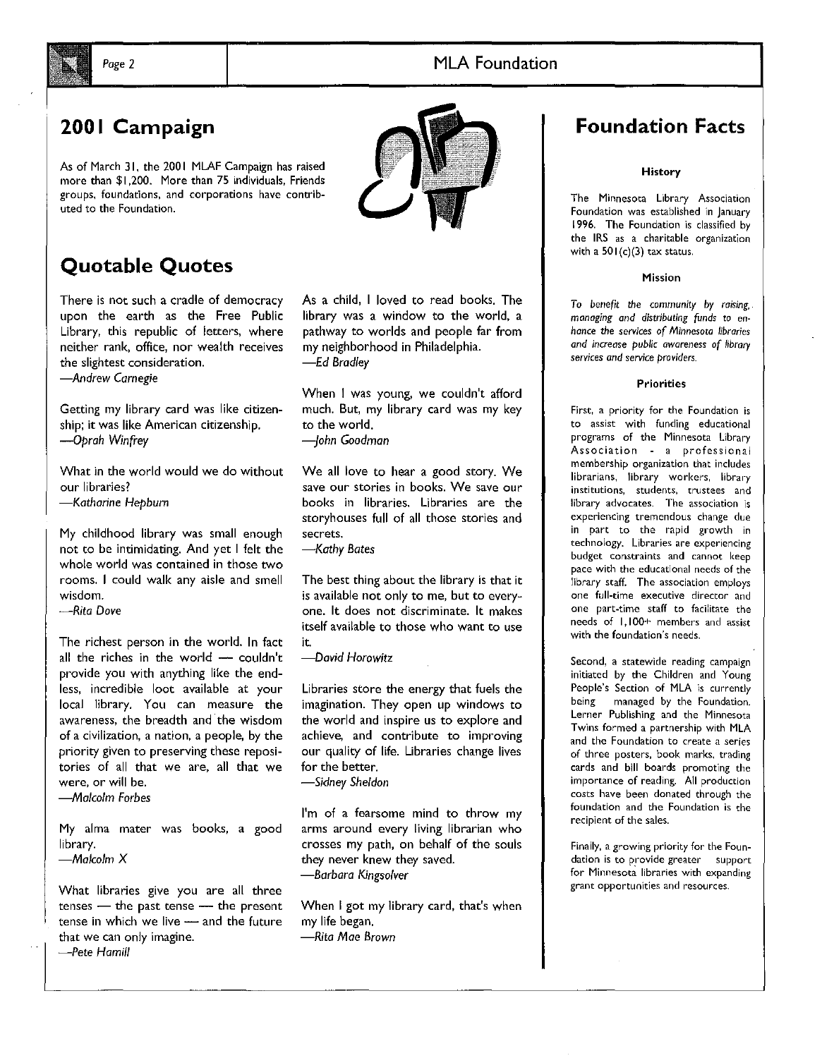## 2001 Campaign

As of March 31, the 2001 MLAF Campaign has raised more than $1,200. More than 75 individuals, Friends groups, foundations, and corporations have contributed to the Foundation.

## Quotable Quotes

There is not such a cradle of democracy upon the earth as the Free Public Library, this republic of letters, where neither rank, office, nor wealth receives the slightest consideration.
*—Andrew Carnegie*

Getting my library card was like citizenship; it was like American citizenship.
*—Oprah Winfrey*

What in the world would we do without our libraries?
*—Katharine Hepburn*

My childhood library was small enough not to be intimidating. And yet I felt the whole world was contained in those two rooms. I could walk any aisle and smell wisdom.
*—Rita Dove*

The richest person in the world. In fact all the riches in the world — couldn't provide you with anything like the endless, incredible loot available at your local library. You can measure the awareness, the breadth and the wisdom of a civilization, a nation, a people, by the priority given to preserving these repositories of all that we are, all that we were, or will be.
*—Malcolm Forbes*

My alma mater was books, a good library.
*—Malcolm X*

What libraries give you are all three tenses — the past tense — the present tense in which we live — and the future that we can only imagine.
*—Pete Hamill*

As a child, I loved to read books. The library was a window to the world, a pathway to worlds and people far from my neighborhood in Philadelphia.
*—Ed Bradley*

When I was young, we couldn't afford much. But, my library card was my key to the world.
*—John Goodman*

We all love to hear a good story. We save our stories in books. We save our books in libraries. Libraries are the storyhouses full of all those stories and secrets.
*—Kathy Bates*

The best thing about the library is that it is available not only to me, but to everyone. It does not discriminate. It makes itself available to those who want to use it.
*—David Horowitz*

Libraries store the energy that fuels the imagination. They open up windows to the world and inspire us to explore and achieve, and contribute to improving our quality of life. Libraries change lives for the better.
*—Sidney Sheldon*

I'm of a fearsome mind to throw my arms around every living librarian who crosses my path, on behalf of the souls they never knew they saved.
*—Barbara Kingsolver*

When I got my library card, that's when my life began.
*—Rita Mae Brown*

## Foundation Facts

### History

The Minnesota Library Association Foundation was established in January 1996. The Foundation is classified by the IRS as a charitable organization with a 501(c)(3) tax status.

### Mission

*To benefit the community by raising, managing and distributing funds to enhance the services of Minnesota libraries and increase public awareness of library services and service providers.*

### Priorities

First, a priority for the Foundation is to assist with funding educational programs of the Minnesota Library Association - a professional membership organization that includes librarians, library workers, library institutions, students, trustees and library advocates. The association is experiencing tremendous change due in part to the rapid growth in technology. Libraries are experiencing budget constraints and cannot keep pace with the educational needs of the library staff. The association employs one full-time executive director and one part-time staff to facilitate the needs of 1,100+ members and assist with the foundation's needs.

Second, a statewide reading campaign initiated by the Children and Young People's Section of MLA is currently being managed by the Foundation. Lerner Publishing and the Minnesota Twins formed a partnership with MLA and the Foundation to create a series of three posters, book marks, trading cards and bill boards promoting the importance of reading. All production costs have been donated through the foundation and the Foundation is the recipient of the sales.

Finally, a growing priority for the Foundation is to provide greater support for Minnesota libraries with expanding grant opportunities and resources.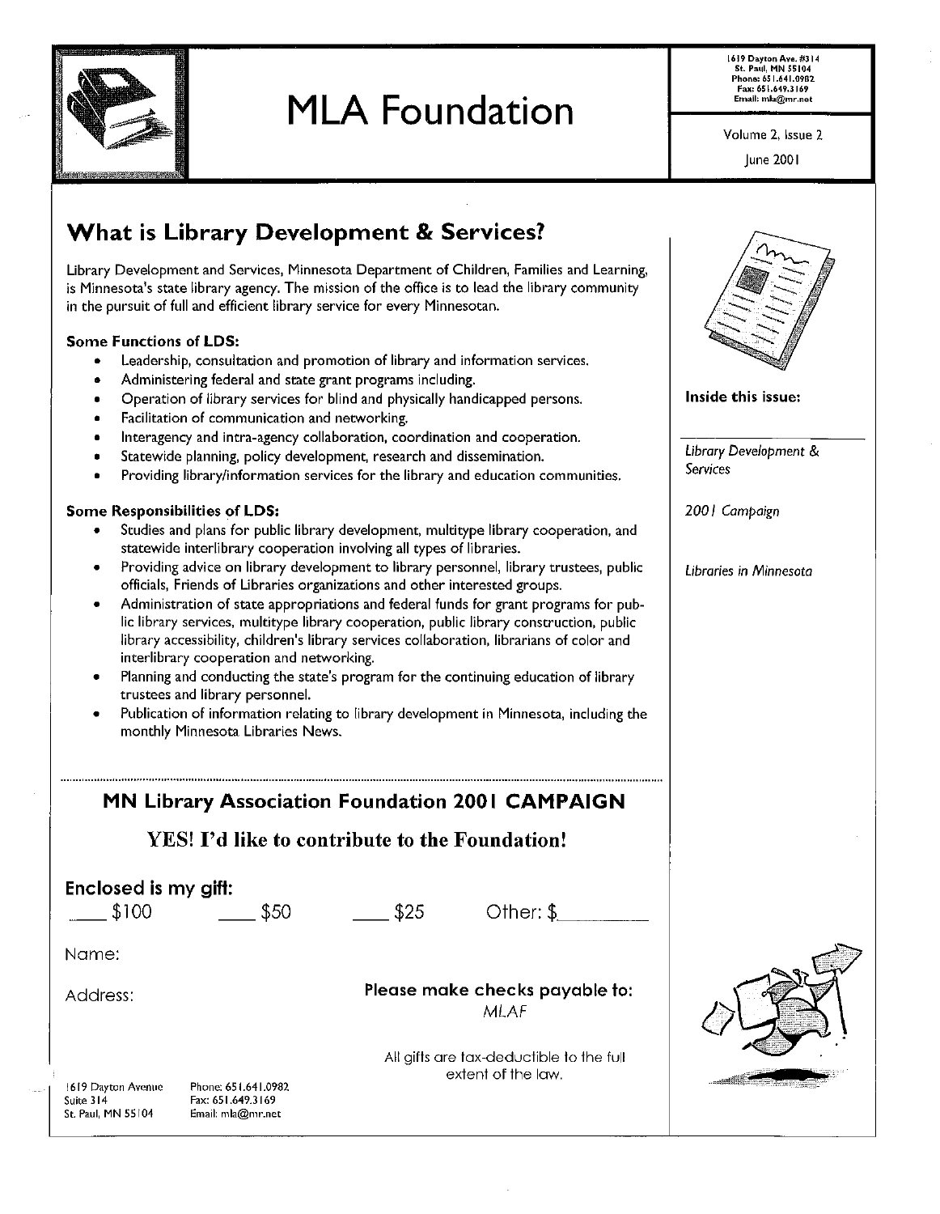# MLA Foundation

1619 Dayton Ave. #314
St. Paul, MN 55104
Phone: 651.641.0982
Fax: 651.649.3169
Email: mla@mr.net

Volume 2, Issue 2

June 2001

**Inside this issue:**

*Library Development & Services*

*2001 Campaign*

*Libraries in Minnesota*

## What is Library Development & Services?

Library Development and Services, Minnesota Department of Children, Families and Learning, is Minnesota's state library agency. The mission of the office is to lead the library community in the pursuit of full and efficient library service for every Minnesotan.

**Some Functions of LDS:**

- Leadership, consultation and promotion of library and information services.
- Administering federal and state grant programs including.
- Operation of library services for blind and physically handicapped persons.
- Facilitation of communication and networking.
- Interagency and intra-agency collaboration, coordination and cooperation.
- Statewide planning, policy development, research and dissemination.
- Providing library/information services for the library and education communities.

**Some Responsibilities of LDS:**

- Studies and plans for public library development, multitype library cooperation, and statewide interlibrary cooperation involving all types of libraries.
- Providing advice on library development to library personnel, library trustees, public officials, Friends of Libraries organizations and other interested groups.
- Administration of state appropriations and federal funds for grant programs for public library services, multitype library cooperation, public library construction, public library accessibility, children's library services collaboration, librarians of color and interlibrary cooperation and networking.
- Planning and conducting the state's program for the continuing education of library trustees and library personnel.
- Publication of information relating to library development in Minnesota, including the monthly Minnesota Libraries News.

## MN Library Association Foundation 2001 CAMPAIGN

### YES! I'd like to contribute to the Foundation!

**Enclosed is my gift:**

____ $100 ____ $50 ____ $25 Other: $________

Name:

Address:

**Please make checks payable to:**
MLAF

All gifts are tax-deductible to the full extent of the law.

1619 Dayton Avenue
Suite 314
St. Paul, MN 55104

Phone: 651.641.0982
Fax: 651.649.3169
Email: mla@mr.net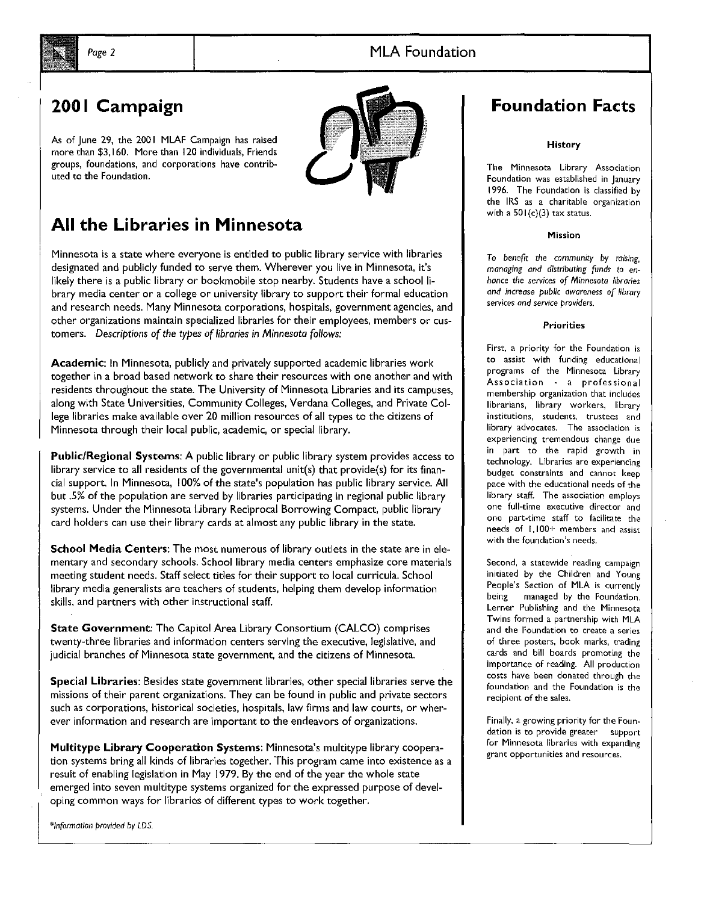## 2001 Campaign

As of June 29, the 2001 MLAF Campaign has raised more than $3,160. More than 120 individuals, Friends groups, foundations, and corporations have contributed to the Foundation.

## All the Libraries in Minnesota

Minnesota is a state where everyone is entitled to public library service with libraries designated and publicly funded to serve them. Wherever you live in Minnesota, it's likely there is a public library or bookmobile stop nearby. Students have a school library media center or a college or university library to support their formal education and research needs. Many Minnesota corporations, hospitals, government agencies, and other organizations maintain specialized libraries for their employees, members or customers. *Descriptions of the types of libraries in Minnesota follows:*

**Academic**: In Minnesota, publicly and privately supported academic libraries work together in a broad based network to share their resources with one another and with residents throughout the state. The University of Minnesota Libraries and its campuses, along with State Universities, Community Colleges, Verdana Colleges, and Private College libraries make available over 20 million resources of all types to the citizens of Minnesota through their local public, academic, or special library.

**Public/Regional Systems**: A public library or public library system provides access to library service to all residents of the governmental unit(s) that provide(s) for its financial support. In Minnesota, 100% of the state's population has public library service. All but .5% of the population are served by libraries participating in regional public library systems. Under the Minnesota Library Reciprocal Borrowing Compact, public library card holders can use their library cards at almost any public library in the state.

**School Media Centers**: The most numerous of library outlets in the state are in elementary and secondary schools. School library media centers emphasize core materials meeting student needs. Staff select titles for their support to local curricula. School library media generalists are teachers of students, helping them develop information skills, and partners with other instructional staff.

**State Government**: The Capitol Area Library Consortium (CALCO) comprises twenty-three libraries and information centers serving the executive, legislative, and judicial branches of Minnesota state government, and the citizens of Minnesota.

**Special Libraries**: Besides state government libraries, other special libraries serve the missions of their parent organizations. They can be found in public and private sectors such as corporations, historical societies, hospitals, law firms and law courts, or wherever information and research are important to the endeavors of organizations.

**Multitype Library Cooperation Systems**: Minnesota's multitype library cooperation systems bring all kinds of libraries together. This program came into existence as a result of enabling legislation in May 1979. By the end of the year the whole state emerged into seven multitype systems organized for the expressed purpose of developing common ways for libraries of different types to work together.

*\*Information provided by LDS.*

## Foundation Facts

### History

The Minnesota Library Association Foundation was established in January 1996. The Foundation is classified by the IRS as a charitable organization with a 501(c)(3) tax status.

### Mission

*To benefit the community by raising, managing and distributing funds to enhance the services of Minnesota libraries and increase public awareness of library services and service providers.*

### Priorities

First, a priority for the Foundation is to assist with funding educational programs of the Minnesota Library Association - a professional membership organization that includes librarians, library workers, library institutions, students, trustees and library advocates. The association is experiencing tremendous change due in part to the rapid growth in technology. Libraries are experiencing budget constraints and cannot keep pace with the educational needs of the library staff. The association employs one full-time executive director and one part-time staff to facilitate the needs of 1,100+ members and assist with the foundation's needs.

Second, a statewide reading campaign initiated by the Children and Young People's Section of MLA is currently being managed by the Foundation. Lerner Publishing and the Minnesota Twins formed a partnership with MLA and the Foundation to create a series of three posters, book marks, trading cards and bill boards promoting the importance of reading. All production costs have been donated through the foundation and the Foundation is the recipient of the sales.

Finally, a growing priority for the Foundation is to provide greater support for Minnesota libraries with expanding grant opportunities and resources.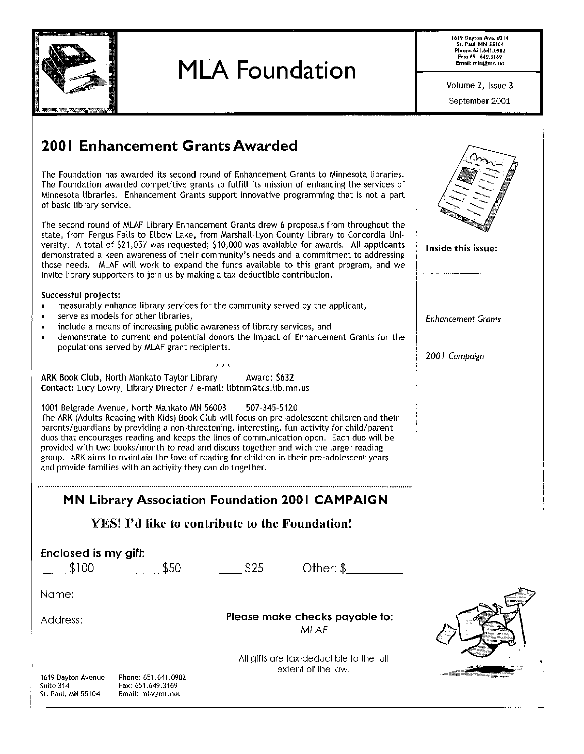# MLA Foundation

1619 Dayton Ave. #314
St. Paul, MN 55104
Phone: 651.641.0982
Fax: 651.649.3169
Email: mla@mr.net

Volume 2, Issue 3
September 2001

## 2001 Enhancement Grants Awarded

The Foundation has awarded its second round of Enhancement Grants to Minnesota libraries. The Foundation awarded competitive grants to fulfill its mission of enhancing the services of Minnesota libraries. Enhancement Grants support innovative programming that is not a part of basic library service.

The second round of MLAF Library Enhancement Grants drew 6 proposals from throughout the state, from Fergus Falls to Elbow Lake, from Marshall-Lyon County Library to Concordia University. A total of $21,057 was requested; $10,000 was available for awards. All applicants demonstrated a keen awareness of their community's needs and a commitment to addressing those needs. MLAF will work to expand the funds available to this grant program, and we invite library supporters to join us by making a tax-deductible contribution.

Successful projects:

- measurably enhance library services for the community served by the applicant,
- serve as models for other libraries,
- include a means of increasing public awareness of library services, and
- demonstrate to current and potential donors the impact of Enhancement Grants for the populations served by MLAF grant recipients.

\* \* \*

**ARK Book Club**, North Mankato Taylor Library    Award: $632
**Contact:** Lucy Lowry, Library Director / e-mail: libtnm@tds.lib.mn.us

1001 Belgrade Avenue, North Mankato MN 56003    507-345-5120
The ARK (Adults Reading with Kids) Book Club will focus on pre-adolescent children and their parents/guardians by providing a non-threatening, interesting, fun activity for child/parent duos that encourages reading and keeps the lines of communication open. Each duo will be provided with two books/month to read and discuss together and with the larger reading group. ARK aims to maintain the love of reading for children in their pre-adolescent years and provide families with an activity they can do together.

**Inside this issue:**

*Enhancement Grants*

*2001 Campaign*

---

## MN Library Association Foundation 2001 CAMPAIGN

### YES! I'd like to contribute to the Foundation!

**Enclosed is my gift:**

\_\_\_ $100    \_\_\_ $50    \_\_\_ $25    Other: $\_\_\_\_\_\_\_\_

Name:

Address:

**Please make checks payable to:**
*MLAF*

All gifts are tax-deductible to the full extent of the law.

1619 Dayton Avenue
Suite 314
St. Paul, MN 55104

Phone: 651.641.0982
Fax: 651.649.3169
Email: mla@mr.net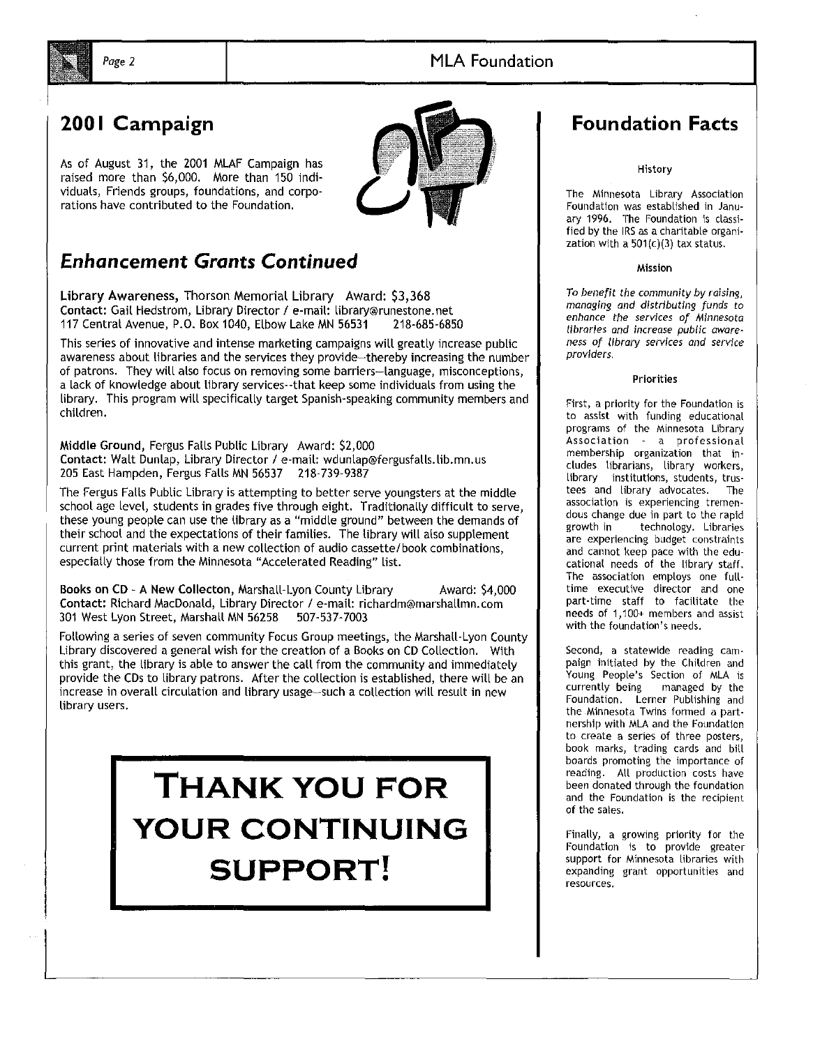## 2001 Campaign

As of August 31, the 2001 MLAF Campaign has raised more than $6,000. More than 150 individuals, Friends groups, foundations, and corporations have contributed to the Foundation.

## *Enhancement Grants Continued*

**Library Awareness,** Thorson Memorial Library Award: $3,368
**Contact:** Gail Hedstrom, Library Director / e-mail: library@runestone.net
117 Central Avenue, P.O. Box 1040, Elbow Lake MN 56531 218-685-6850

This series of innovative and intense marketing campaigns will greatly increase public awareness about libraries and the services they provide—thereby increasing the number of patrons. They will also focus on removing some barriers—language, misconceptions, a lack of knowledge about library services--that keep some individuals from using the library. This program will specifically target Spanish-speaking community members and children.

**Middle Ground,** Fergus Falls Public Library Award: $2,000
**Contact:** Walt Dunlap, Library Director / e-mail: wdunlap@fergusfalls.lib.mn.us
205 East Hampden, Fergus Falls MN 56537 218-739-9387

The Fergus Falls Public Library is attempting to better serve youngsters at the middle school age level, students in grades five through eight. Traditionally difficult to serve, these young people can use the library as a "middle ground" between the demands of their school and the expectations of their families. The library will also supplement current print materials with a new collection of audio cassette/book combinations, especially those from the Minnesota "Accelerated Reading" list.

**Books on CD - A New Collecton,** Marshall-Lyon County Library Award: $4,000
**Contact:** Richard MacDonald, Library Director / e-mail: richardm@marshallmn.com
301 West Lyon Street, Marshall MN 56258 507-537-7003

Following a series of seven community Focus Group meetings, the Marshall-Lyon County Library discovered a general wish for the creation of a Books on CD Collection. With this grant, the library is able to answer the call from the community and immediately provide the CDs to library patrons. After the collection is established, there will be an increase in overall circulation and library usage—such a collection will result in new library users.

**THANK YOU FOR YOUR CONTINUING SUPPORT!**

## Foundation Facts

### History

The Minnesota Library Association Foundation was established in January 1996. The Foundation is classified by the IRS as a charitable organization with a 501(c)(3) tax status.

### Mission

*To benefit the community by raising, managing and distributing funds to enhance the services of Minnesota libraries and increase public awareness of library services and service providers.*

### Priorities

First, a priority for the Foundation is to assist with funding educational programs of the Minnesota Library Association - a professional membership organization that includes librarians, library workers, library institutions, students, trustees and library advocates. The association is experiencing tremendous change due in part to the rapid growth in technology. Libraries are experiencing budget constraints and cannot keep pace with the educational needs of the library staff. The association employs one full-time executive director and one part-time staff to facilitate the needs of 1,100+ members and assist with the foundation's needs.

Second, a statewide reading campaign initiated by the Children and Young People's Section of MLA is currently being managed by the Foundation. Lerner Publishing and the Minnesota Twins formed a partnership with MLA and the Foundation to create a series of three posters, book marks, trading cards and bill boards promoting the importance of reading. All production costs have been donated through the foundation and the Foundation is the recipient of the sales.

Finally, a growing priority for the Foundation is to provide greater support for Minnesota libraries with expanding grant opportunities and resources.